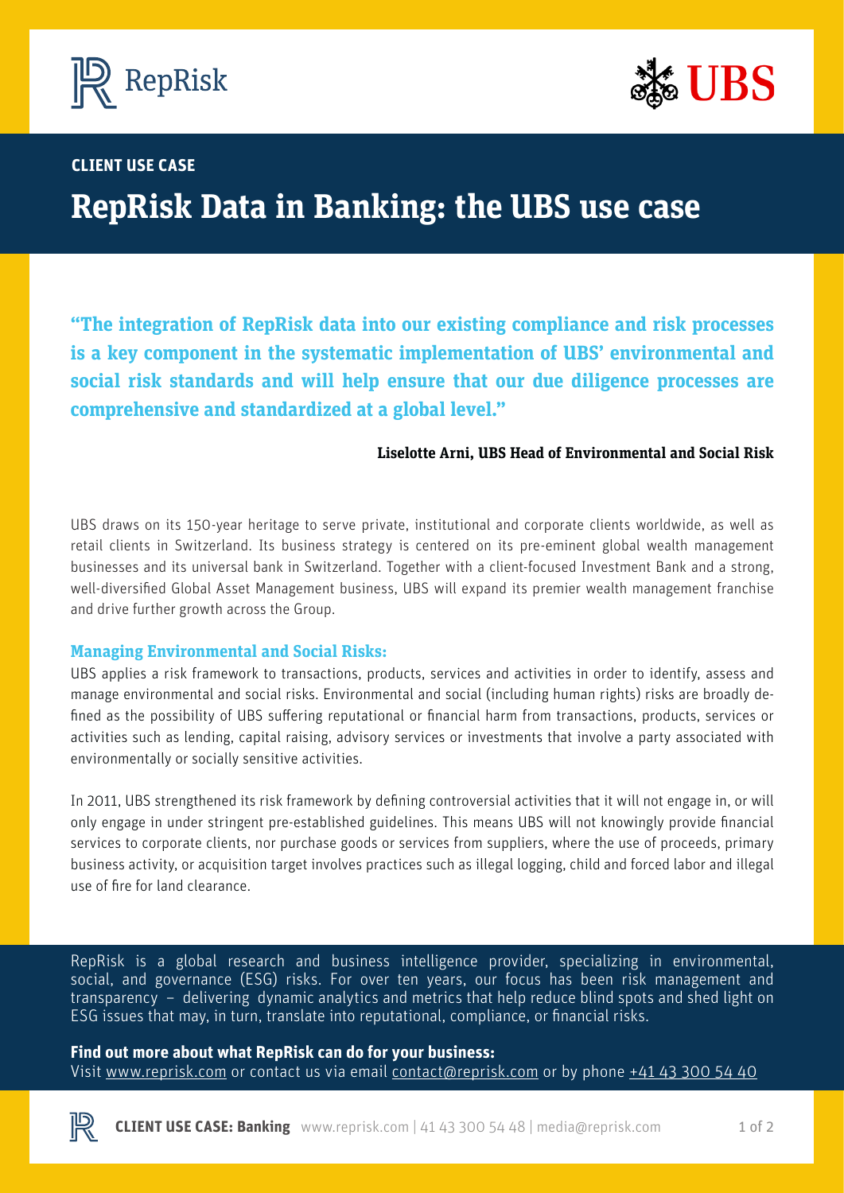**CLIENT USE CASE**

# RepRisk Data in Banking: the UBS use case

**"The integration of RepRisk data into our existing compliance and risk processes is a key component in the systematic implementation of UBS' environmental and social risk standards and will help ensure that our due diligence processes are comprehensive and standardized at a global level."**

**Liselotte Arni, UBS Head of Environmental and Social Risk**

UBS draws on its 150-year heritage to serve private, institutional and corporate clients worldwide, as well as retail clients in Switzerland. Its business strategy is centered on its pre-eminent global wealth management businesses and its universal bank in Switzerland. Together with a client-focused Investment Bank and a strong, well-diversified Global Asset Management business, UBS will expand its premier wealth management franchise and drive further growth across the Group.

### Managing Environmental and Social Risks:

UBS applies a risk framework to transactions, products, services and activities in order to identify, assess and manage environmental and social risks. Environmental and social (including human rights) risks are broadly defined as the possibility of UBS suffering reputational or financial harm from transactions, products, services or activities such as lending, capital raising, advisory services or investments that involve a party associated with environmentally or socially sensitive activities.

In 2011, UBS strengthened its risk framework by defining controversial activities that it will not engage in, or will only engage in under stringent pre-established guidelines. This means UBS will not knowingly provide financial services to corporate clients, nor purchase goods or services from suppliers, where the use of proceeds, primary business activity, or acquisition target involves practices such as illegal logging, child and forced labor and illegal use of fire for land clearance.

RepRisk is a global research and business intelligence provider, specializing in environmental, social, and governance (ESG) risks. For over ten years, our focus has been risk management and transparency – delivering dynamic analytics and metrics that help reduce blind spots and shed light on ESG issues that may, in turn, translate into reputational, compliance, or financial risks.

**Find out more about what RepRisk can do for your business:**
Visit www.reprisk.com or contact us via email contact@reprisk.com or by phone +41 43 300 54 40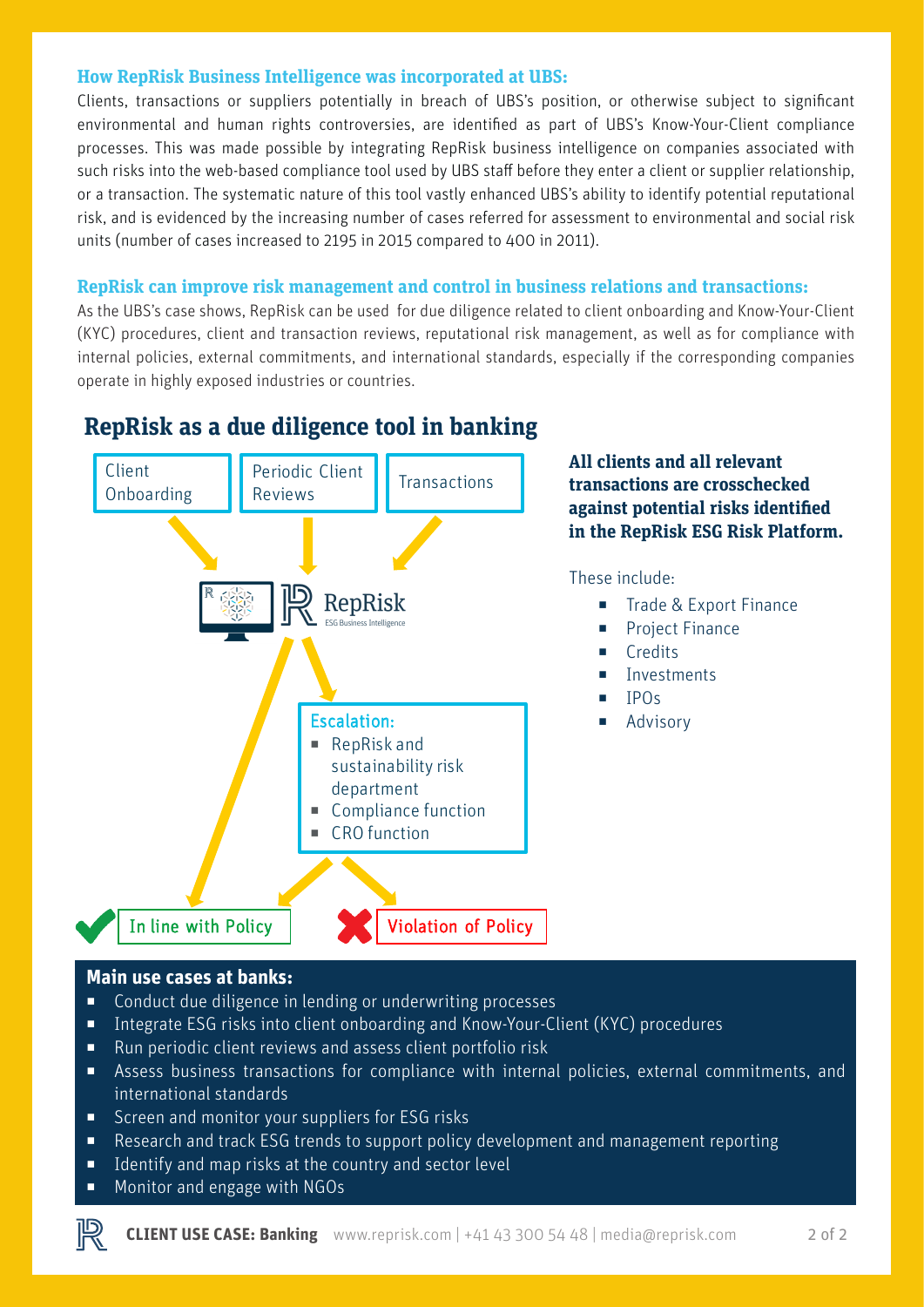### How RepRisk Business Intelligence was incorporated at UBS:

Clients, transactions or suppliers potentially in breach of UBS's position, or otherwise subject to significant environmental and human rights controversies, are identified as part of UBS's Know-Your-Client compliance processes. This was made possible by integrating RepRisk business intelligence on companies associated with such risks into the web-based compliance tool used by UBS staff before they enter a client or supplier relationship, or a transaction. The systematic nature of this tool vastly enhanced UBS's ability to identify potential reputational risk, and is evidenced by the increasing number of cases referred for assessment to environmental and social risk units (number of cases increased to 2195 in 2015 compared to 400 in 2011).

### RepRisk can improve risk management and control in business relations and transactions:

As the UBS's case shows, RepRisk can be used for due diligence related to client onboarding and Know-Your-Client (KYC) procedures, client and transaction reviews, reputational risk management, as well as for compliance with internal policies, external commitments, and international standards, especially if the corresponding companies operate in highly exposed industries or countries.

## RepRisk as a due diligence tool in banking

Client Onboarding

Periodic Client Reviews

Transactions

RepRisk
ESG Business Intelligence

Escalation:
- RepRisk and sustainability risk department
- Compliance function
- CRO function

In line with Policy

Violation of Policy

**All clients and all relevant transactions are crosschecked against potential risks identified in the RepRisk ESG Risk Platform.**

These include:

- Trade & Export Finance
- Project Finance
- Credits
- Investments
- IPOs
- Advisory

### Main use cases at banks:

- Conduct due diligence in lending or underwriting processes
- Integrate ESG risks into client onboarding and Know-Your-Client (KYC) procedures
- Run periodic client reviews and assess client portfolio risk
- Assess business transactions for compliance with internal policies, external commitments, and international standards
- Screen and monitor your suppliers for ESG risks
- Research and track ESG trends to support policy development and management reporting
- Identify and map risks at the country and sector level
- Monitor and engage with NGOs

**CLIENT USE CASE: Banking** www.reprisk.com | +41 43 300 54 48 | media@reprisk.com